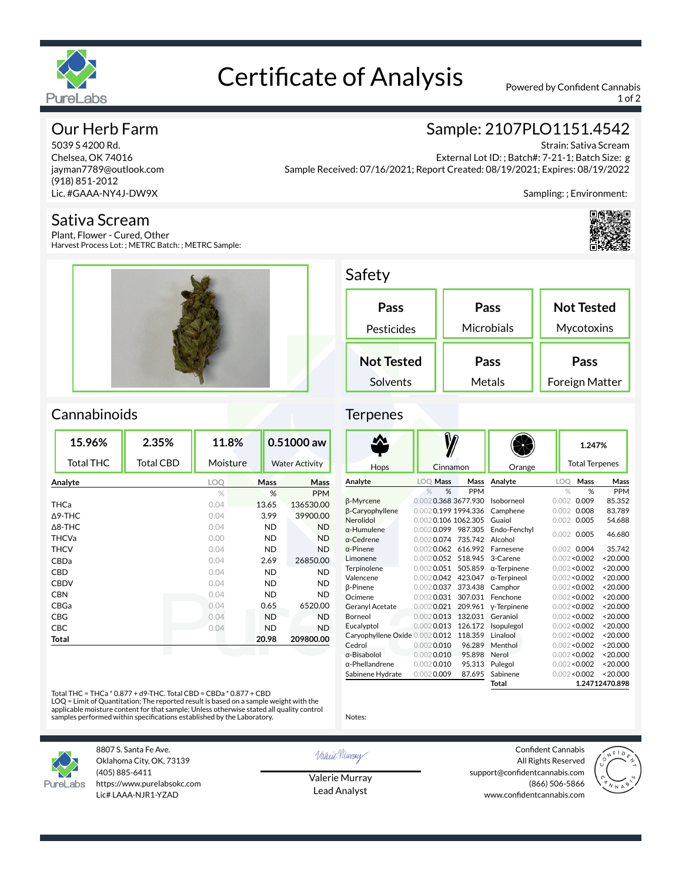# Certificate of Analysis

Powered by Confident Cannabis

## Our Herb Farm

5039 S 4200 Rd.
Chelsea, OK 74016
jayman7789@outlook.com
(918) 851-2012
Lic. #GAAA-NY4J-DW9X

## Sample: 2107PLO1151.4542

Strain: Sativa Scream
External Lot ID: ; Batch#: 7-21-1; Batch Size: g
Sample Received: 07/16/2021; Report Created: 08/19/2021; Expires: 08/19/2022
Sampling: ; Environment:

## Sativa Scream

Plant, Flower - Cured, Other
Harvest Process Lot: ; METRC Batch: ; METRC Sample:

## Safety

| Pesticides | Microbials | Mycotoxins |
|---|---|---|
| Pass | Pass | Not Tested |

| Solvents | Metals | Foreign Matter |
|---|---|---|
| Not Tested | Pass | Pass |

## Cannabinoids

| Total THC | Total CBD | Moisture | Water Activity |
|---|---|---|---|
| 15.96% | 2.35% | 11.8% | 0.51000 aw |

| Analyte | LOQ | Mass | Mass |
|---|---|---|---|
| | % | % | PPM |
| THCa | 0.04 | 13.65 | 136530.00 |
| Δ9-THC | 0.04 | 3.99 | 39900.00 |
| Δ8-THC | 0.04 | ND | ND |
| THCVa | 0.00 | ND | ND |
| THCV | 0.04 | ND | ND |
| CBDa | 0.04 | 2.69 | 26850.00 |
| CBD | 0.04 | ND | ND |
| CBDV | 0.04 | ND | ND |
| CBN | 0.04 | ND | ND |
| CBGa | 0.04 | 0.65 | 6520.00 |
| CBG | 0.04 | ND | ND |
| CBC | 0.04 | ND | ND |
| **Total** | | **20.98** | **209800.00** |

Total THC = THCa * 0.877 + d9-THC. Total CBD = CBDa * 0.877 + CBD
LOQ = Limit of Quantitation; The reported result is based on a sample weight with the applicable moisture content for that sample; Unless otherwise stated all quality control samples performed within specifications established by the Laboratory.

## Terpenes

Hops | Cinnamon | Orange | Total Terpenes: 1.247%

| Analyte | LOQ | Mass | Mass |
|---|---|---|---|
| | % | % | PPM |
| β-Myrcene | 0.002 | 0.368 | 3677.930 |
| β-Caryophyllene | 0.002 | 0.199 | 1994.336 |
| Nerolidol | 0.002 | 0.106 | 1062.305 |
| α-Humulene | 0.002 | 0.099 | 987.305 |
| α-Cedrene | 0.002 | 0.074 | 735.742 |
| α-Pinene | 0.002 | 0.062 | 616.992 |
| Limonene | 0.002 | 0.052 | 518.945 |
| Terpinolene | 0.002 | 0.051 | 505.859 |
| Valencene | 0.002 | 0.042 | 423.047 |
| β-Pinene | 0.002 | 0.037 | 373.438 |
| Ocimene | 0.002 | 0.031 | 307.031 |
| Geranyl Acetate | 0.002 | 0.021 | 209.961 |
| Borneol | 0.002 | 0.013 | 132.031 |
| Eucalyptol | 0.002 | 0.013 | 126.172 |
| Caryophyllene Oxide | 0.002 | 0.012 | 118.359 |
| Cedrol | 0.002 | 0.010 | 96.289 |
| α-Bisabolol | 0.002 | 0.010 | 95.898 |
| α-Phellandrene | 0.002 | 0.010 | 95.313 |
| Sabinene Hydrate | 0.002 | 0.009 | 87.695 |
| Isoborneol | 0.002 | 0.009 | 85.352 |
| Camphene | 0.002 | 0.008 | 83.789 |
| Guaiol | 0.002 | 0.005 | 54.688 |
| Endo-Fenchyl Alcohol | 0.002 | 0.005 | 46.680 |
| Farnesene | 0.002 | 0.004 | 35.742 |
| 3-Carene | 0.002 | <0.002 | <20.000 |
| α-Terpinene | 0.002 | <0.002 | <20.000 |
| α-Terpineol | 0.002 | <0.002 | <20.000 |
| Camphor | 0.002 | <0.002 | <20.000 |
| Fenchone | 0.002 | <0.002 | <20.000 |
| γ-Terpinene | 0.002 | <0.002 | <20.000 |
| Geraniol | 0.002 | <0.002 | <20.000 |
| Isopulegol | 0.002 | <0.002 | <20.000 |
| Linalool | 0.002 | <0.002 | <20.000 |
| Menthol | 0.002 | <0.002 | <20.000 |
| Nerol | 0.002 | <0.002 | <20.000 |
| Pulegol | 0.002 | <0.002 | <20.000 |
| Sabinene | 0.002 | <0.002 | <20.000 |
| **Total** | | **1.247** | **12470.898** |

Notes:

PureLabs
8807 S. Santa Fe Ave.
Oklahoma City, OK, 73139
(405) 885-6411
https://www.purelabsokc.com
Lic# LAAA-NJR1-YZAD

Valerie Murray
Lead Analyst

Confident Cannabis
All Rights Reserved
support@confidentcannabis.com
(866) 506-5866
www.confidentcannabis.com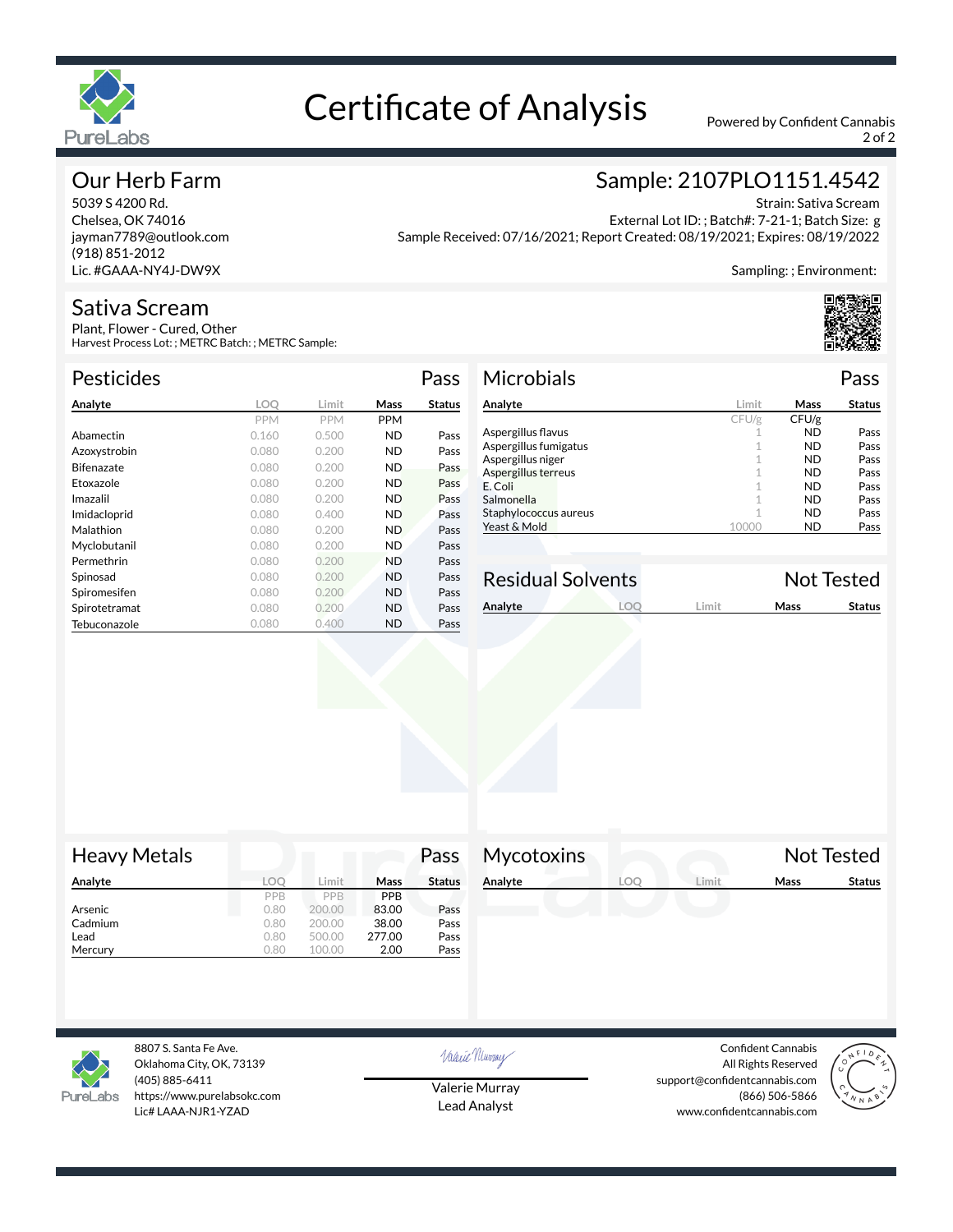# Certificate of Analysis

Powered by Confident Cannabis

## Our Herb Farm

5039 S 4200 Rd.
Chelsea, OK 74016
jayman7789@outlook.com
(918) 851-2012
Lic. #GAAA-NY4J-DW9X

## Sample: 2107PLO1151.4542

Strain: Sativa Scream
External Lot ID: ; Batch#: 7-21-1; Batch Size: g
Sample Received: 07/16/2021; Report Created: 08/19/2021; Expires: 08/19/2022

Sampling: ; Environment:

## Sativa Scream

Plant, Flower - Cured, Other
Harvest Process Lot: ; METRC Batch: ; METRC Sample:

### Pesticides — Pass

| Analyte | LOQ | Limit | Mass | Status |
|---|---|---|---|---|
| | PPM | PPM | PPM | |
| Abamectin | 0.160 | 0.500 | ND | Pass |
| Azoxystrobin | 0.080 | 0.200 | ND | Pass |
| Bifenazate | 0.080 | 0.200 | ND | Pass |
| Etoxazole | 0.080 | 0.200 | ND | Pass |
| Imazalil | 0.080 | 0.200 | ND | Pass |
| Imidacloprid | 0.080 | 0.400 | ND | Pass |
| Malathion | 0.080 | 0.200 | ND | Pass |
| Myclobutanil | 0.080 | 0.200 | ND | Pass |
| Permethrin | 0.080 | 0.200 | ND | Pass |
| Spinosad | 0.080 | 0.200 | ND | Pass |
| Spiromesifen | 0.080 | 0.200 | ND | Pass |
| Spirotetramat | 0.080 | 0.200 | ND | Pass |
| Tebuconazole | 0.080 | 0.400 | ND | Pass |

### Microbials — Pass

| Analyte | Limit | Mass | Status |
|---|---|---|---|
| | CFU/g | CFU/g | |
| Aspergillus flavus | 1 | ND | Pass |
| Aspergillus fumigatus | 1 | ND | Pass |
| Aspergillus niger | 1 | ND | Pass |
| Aspergillus terreus | 1 | ND | Pass |
| E. Coli | 1 | ND | Pass |
| Salmonella | 1 | ND | Pass |
| Staphylococcus aureus | 1 | ND | Pass |
| Yeast & Mold | 10000 | ND | Pass |

### Residual Solvents — Not Tested

| Analyte | LOQ | Limit | Mass | Status |
|---|---|---|---|---|

### Heavy Metals — Pass

| Analyte | LOQ | Limit | Mass | Status |
|---|---|---|---|---|
| | PPB | PPB | PPB | |
| Arsenic | 0.80 | 200.00 | 83.00 | Pass |
| Cadmium | 0.80 | 200.00 | 38.00 | Pass |
| Lead | 0.80 | 500.00 | 277.00 | Pass |
| Mercury | 0.80 | 100.00 | 2.00 | Pass |

### Mycotoxins — Not Tested

| Analyte | LOQ | Limit | Mass | Status |
|---|---|---|---|---|

PureLabs
8807 S. Santa Fe Ave.
Oklahoma City, OK, 73139
(405) 885-6411
https://www.purelabsokc.com
Lic# LAAA-NJR1-YZAD

Valerie Murray
Lead Analyst

Confident Cannabis
All Rights Reserved
support@confidentcannabis.com
(866) 506-5866
www.confidentcannabis.com